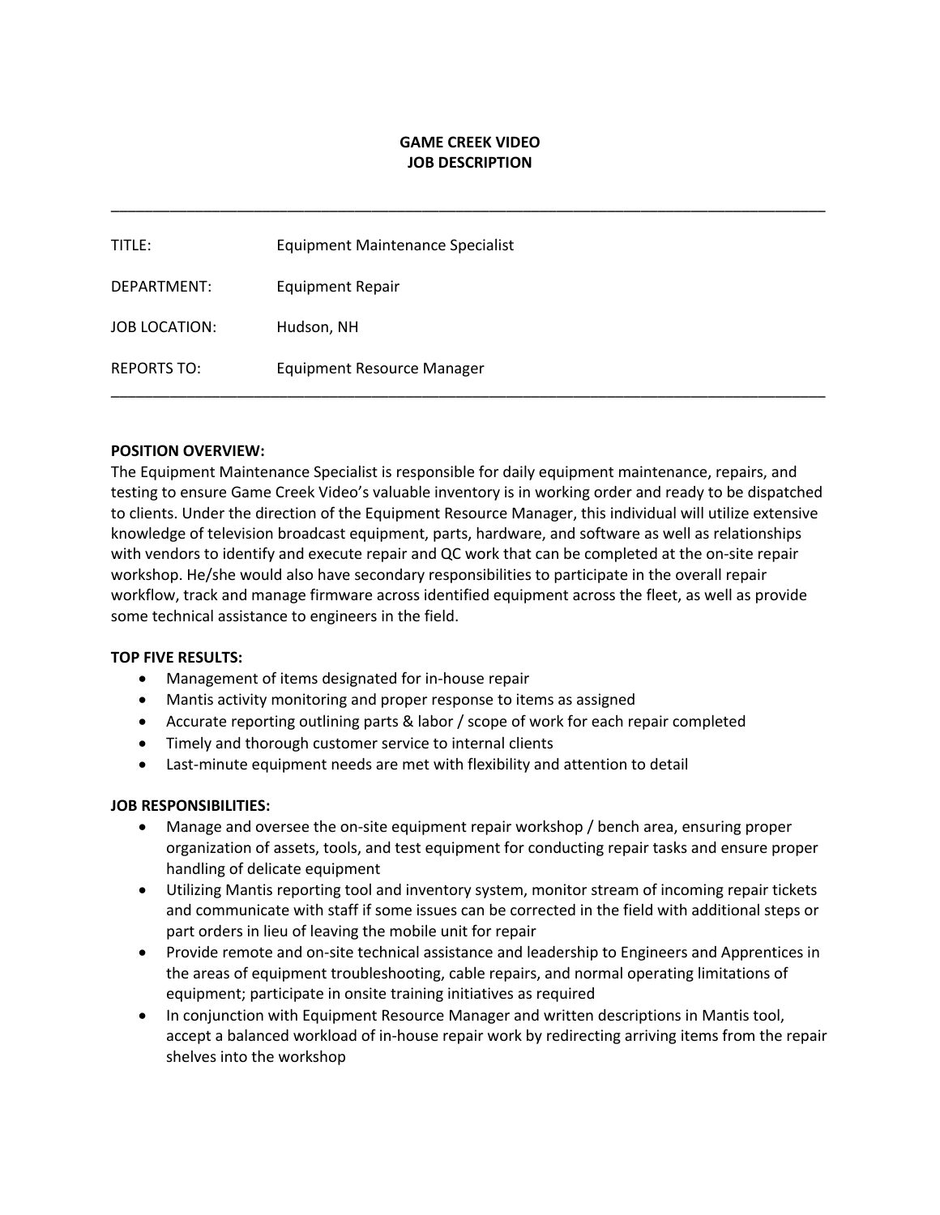# GAME CREEK VIDEO
# JOB DESCRIPTION

---

| | |
|---|---|
| TITLE: | Equipment Maintenance Specialist |
| DEPARTMENT: | Equipment Repair |
| JOB LOCATION: | Hudson, NH |
| REPORTS TO: | Equipment Resource Manager |

---

**POSITION OVERVIEW:**

The Equipment Maintenance Specialist is responsible for daily equipment maintenance, repairs, and testing to ensure Game Creek Video's valuable inventory is in working order and ready to be dispatched to clients. Under the direction of the Equipment Resource Manager, this individual will utilize extensive knowledge of television broadcast equipment, parts, hardware, and software as well as relationships with vendors to identify and execute repair and QC work that can be completed at the on-site repair workshop. He/she would also have secondary responsibilities to participate in the overall repair workflow, track and manage firmware across identified equipment across the fleet, as well as provide some technical assistance to engineers in the field.

**TOP FIVE RESULTS:**

- Management of items designated for in-house repair
- Mantis activity monitoring and proper response to items as assigned
- Accurate reporting outlining parts & labor / scope of work for each repair completed
- Timely and thorough customer service to internal clients
- Last-minute equipment needs are met with flexibility and attention to detail

**JOB RESPONSIBILITIES:**

- Manage and oversee the on-site equipment repair workshop / bench area, ensuring proper organization of assets, tools, and test equipment for conducting repair tasks and ensure proper handling of delicate equipment
- Utilizing Mantis reporting tool and inventory system, monitor stream of incoming repair tickets and communicate with staff if some issues can be corrected in the field with additional steps or part orders in lieu of leaving the mobile unit for repair
- Provide remote and on-site technical assistance and leadership to Engineers and Apprentices in the areas of equipment troubleshooting, cable repairs, and normal operating limitations of equipment; participate in onsite training initiatives as required
- In conjunction with Equipment Resource Manager and written descriptions in Mantis tool, accept a balanced workload of in-house repair work by redirecting arriving items from the repair shelves into the workshop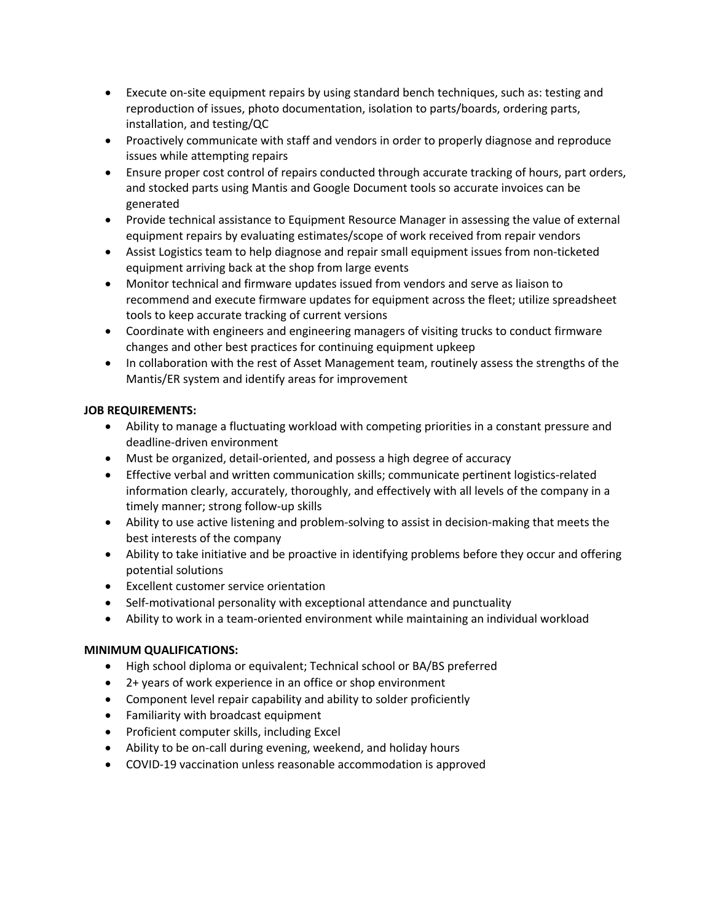- Execute on-site equipment repairs by using standard bench techniques, such as: testing and reproduction of issues, photo documentation, isolation to parts/boards, ordering parts, installation, and testing/QC
- Proactively communicate with staff and vendors in order to properly diagnose and reproduce issues while attempting repairs
- Ensure proper cost control of repairs conducted through accurate tracking of hours, part orders, and stocked parts using Mantis and Google Document tools so accurate invoices can be generated
- Provide technical assistance to Equipment Resource Manager in assessing the value of external equipment repairs by evaluating estimates/scope of work received from repair vendors
- Assist Logistics team to help diagnose and repair small equipment issues from non-ticketed equipment arriving back at the shop from large events
- Monitor technical and firmware updates issued from vendors and serve as liaison to recommend and execute firmware updates for equipment across the fleet; utilize spreadsheet tools to keep accurate tracking of current versions
- Coordinate with engineers and engineering managers of visiting trucks to conduct firmware changes and other best practices for continuing equipment upkeep
- In collaboration with the rest of Asset Management team, routinely assess the strengths of the Mantis/ER system and identify areas for improvement

**JOB REQUIREMENTS:**

- Ability to manage a fluctuating workload with competing priorities in a constant pressure and deadline-driven environment
- Must be organized, detail-oriented, and possess a high degree of accuracy
- Effective verbal and written communication skills; communicate pertinent logistics-related information clearly, accurately, thoroughly, and effectively with all levels of the company in a timely manner; strong follow-up skills
- Ability to use active listening and problem-solving to assist in decision-making that meets the best interests of the company
- Ability to take initiative and be proactive in identifying problems before they occur and offering potential solutions
- Excellent customer service orientation
- Self-motivational personality with exceptional attendance and punctuality
- Ability to work in a team-oriented environment while maintaining an individual workload

**MINIMUM QUALIFICATIONS:**

- High school diploma or equivalent; Technical school or BA/BS preferred
- 2+ years of work experience in an office or shop environment
- Component level repair capability and ability to solder proficiently
- Familiarity with broadcast equipment
- Proficient computer skills, including Excel
- Ability to be on-call during evening, weekend, and holiday hours
- COVID-19 vaccination unless reasonable accommodation is approved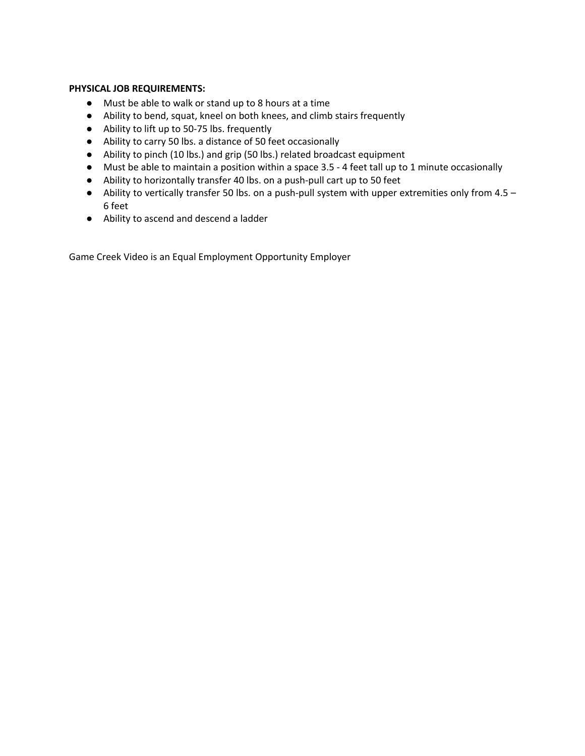**PHYSICAL JOB REQUIREMENTS:**

- Must be able to walk or stand up to 8 hours at a time
- Ability to bend, squat, kneel on both knees, and climb stairs frequently
- Ability to lift up to 50-75 lbs. frequently
- Ability to carry 50 lbs. a distance of 50 feet occasionally
- Ability to pinch (10 lbs.) and grip (50 lbs.) related broadcast equipment
- Must be able to maintain a position within a space 3.5 - 4 feet tall up to 1 minute occasionally
- Ability to horizontally transfer 40 lbs. on a push-pull cart up to 50 feet
- Ability to vertically transfer 50 lbs. on a push-pull system with upper extremities only from 4.5 – 6 feet
- Ability to ascend and descend a ladder

Game Creek Video is an Equal Employment Opportunity Employer